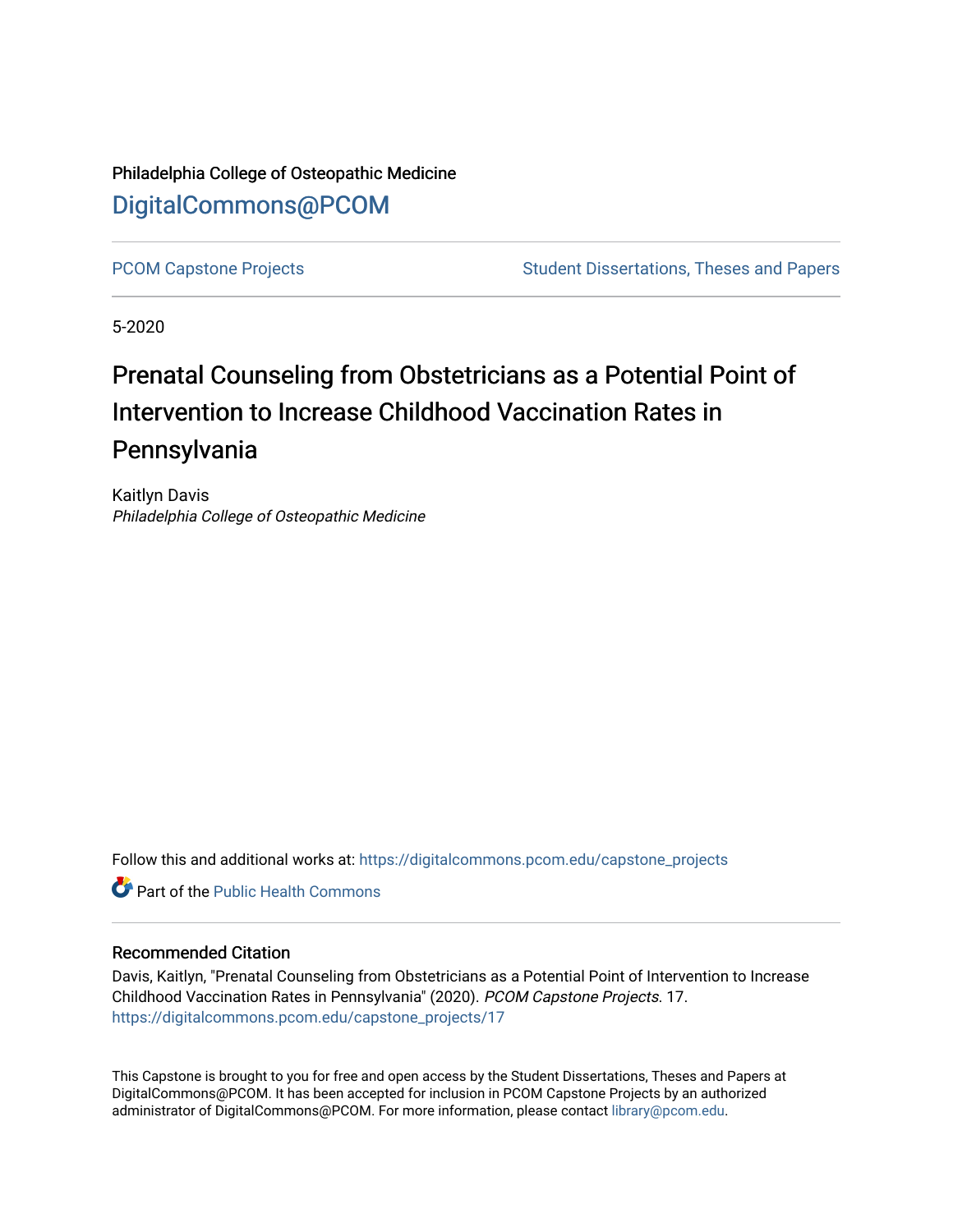Philadelphia College of Osteopathic Medicine

DigitalCommons@PCOM

PCOM Capstone Projects | Student Dissertations, Theses and Papers

5-2020

# Prenatal Counseling from Obstetricians as a Potential Point of Intervention to Increase Childhood Vaccination Rates in Pennsylvania

Kaitlyn Davis
*Philadelphia College of Osteopathic Medicine*

Follow this and additional works at: https://digitalcommons.pcom.edu/capstone_projects

Part of the Public Health Commons

## Recommended Citation

Davis, Kaitlyn, "Prenatal Counseling from Obstetricians as a Potential Point of Intervention to Increase Childhood Vaccination Rates in Pennsylvania" (2020). *PCOM Capstone Projects*. 17.
https://digitalcommons.pcom.edu/capstone_projects/17

This Capstone is brought to you for free and open access by the Student Dissertations, Theses and Papers at DigitalCommons@PCOM. It has been accepted for inclusion in PCOM Capstone Projects by an authorized administrator of DigitalCommons@PCOM. For more information, please contact library@pcom.edu.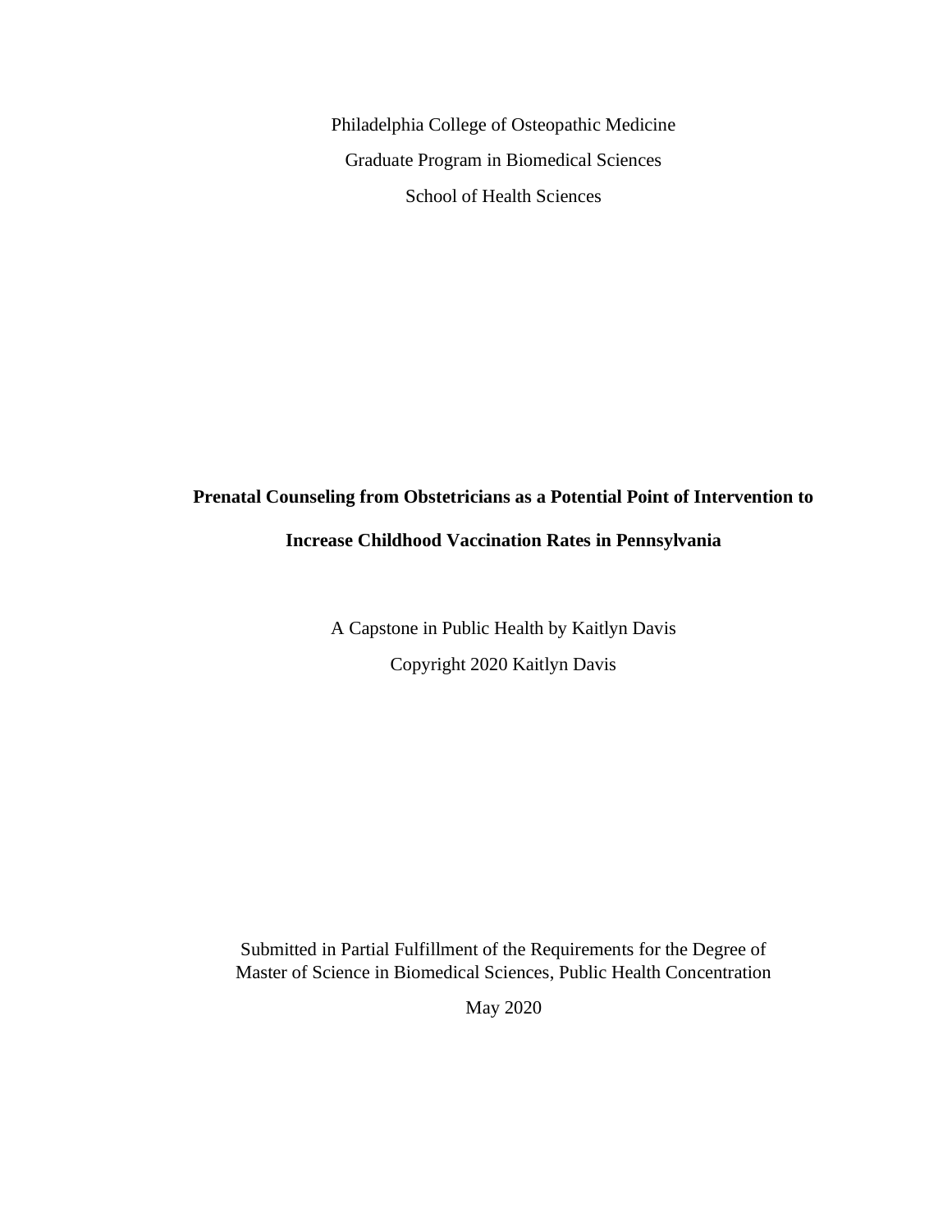Philadelphia College of Osteopathic Medicine

Graduate Program in Biomedical Sciences

School of Health Sciences

# Prenatal Counseling from Obstetricians as a Potential Point of Intervention to Increase Childhood Vaccination Rates in Pennsylvania

A Capstone in Public Health by Kaitlyn Davis

Copyright 2020 Kaitlyn Davis

Submitted in Partial Fulfillment of the Requirements for the Degree of Master of Science in Biomedical Sciences, Public Health Concentration

May 2020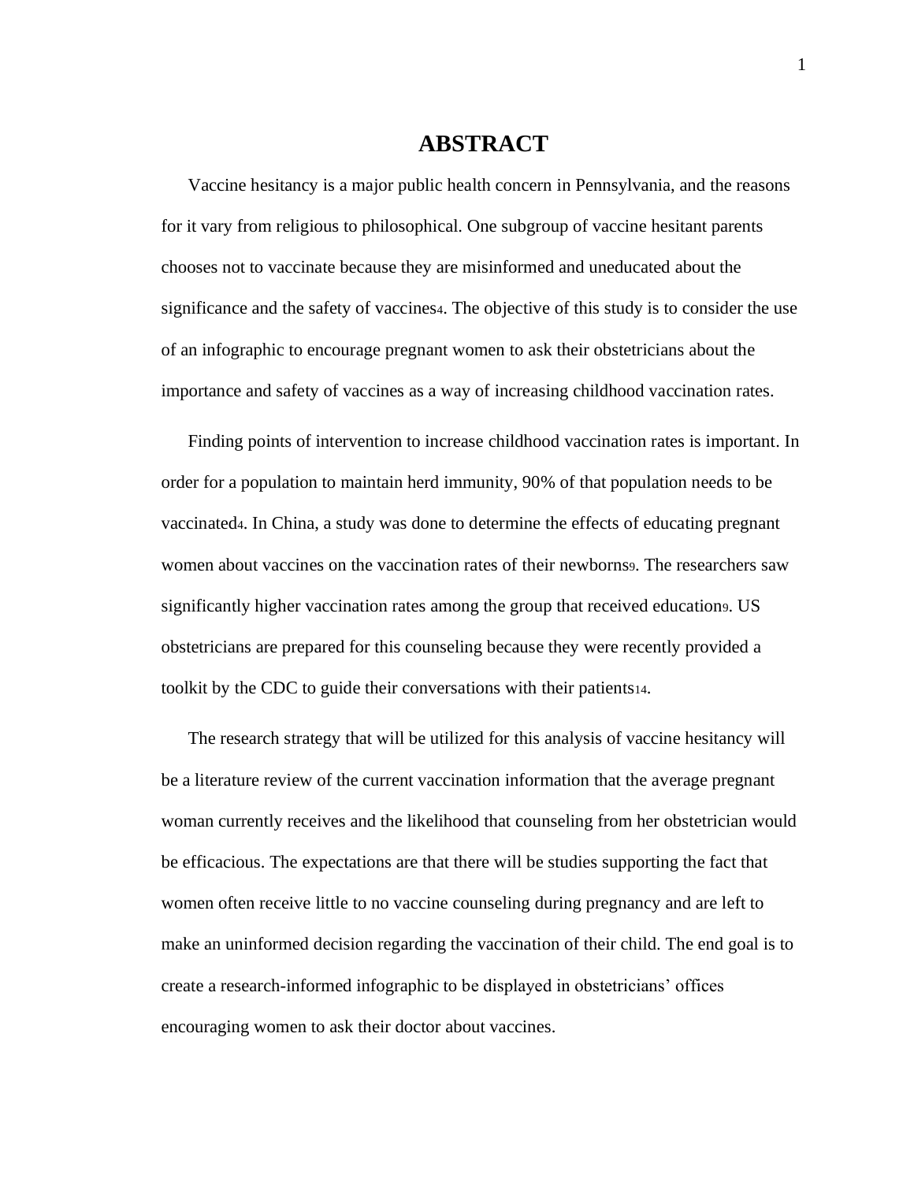# ABSTRACT

Vaccine hesitancy is a major public health concern in Pennsylvania, and the reasons for it vary from religious to philosophical. One subgroup of vaccine hesitant parents chooses not to vaccinate because they are misinformed and uneducated about the significance and the safety of vaccines[4]. The objective of this study is to consider the use of an infographic to encourage pregnant women to ask their obstetricians about the importance and safety of vaccines as a way of increasing childhood vaccination rates.

Finding points of intervention to increase childhood vaccination rates is important. In order for a population to maintain herd immunity, 90% of that population needs to be vaccinated[4]. In China, a study was done to determine the effects of educating pregnant women about vaccines on the vaccination rates of their newborns[9]. The researchers saw significantly higher vaccination rates among the group that received education[9]. US obstetricians are prepared for this counseling because they were recently provided a toolkit by the CDC to guide their conversations with their patients[14].

The research strategy that will be utilized for this analysis of vaccine hesitancy will be a literature review of the current vaccination information that the average pregnant woman currently receives and the likelihood that counseling from her obstetrician would be efficacious. The expectations are that there will be studies supporting the fact that women often receive little to no vaccine counseling during pregnancy and are left to make an uninformed decision regarding the vaccination of their child. The end goal is to create a research-informed infographic to be displayed in obstetricians' offices encouraging women to ask their doctor about vaccines.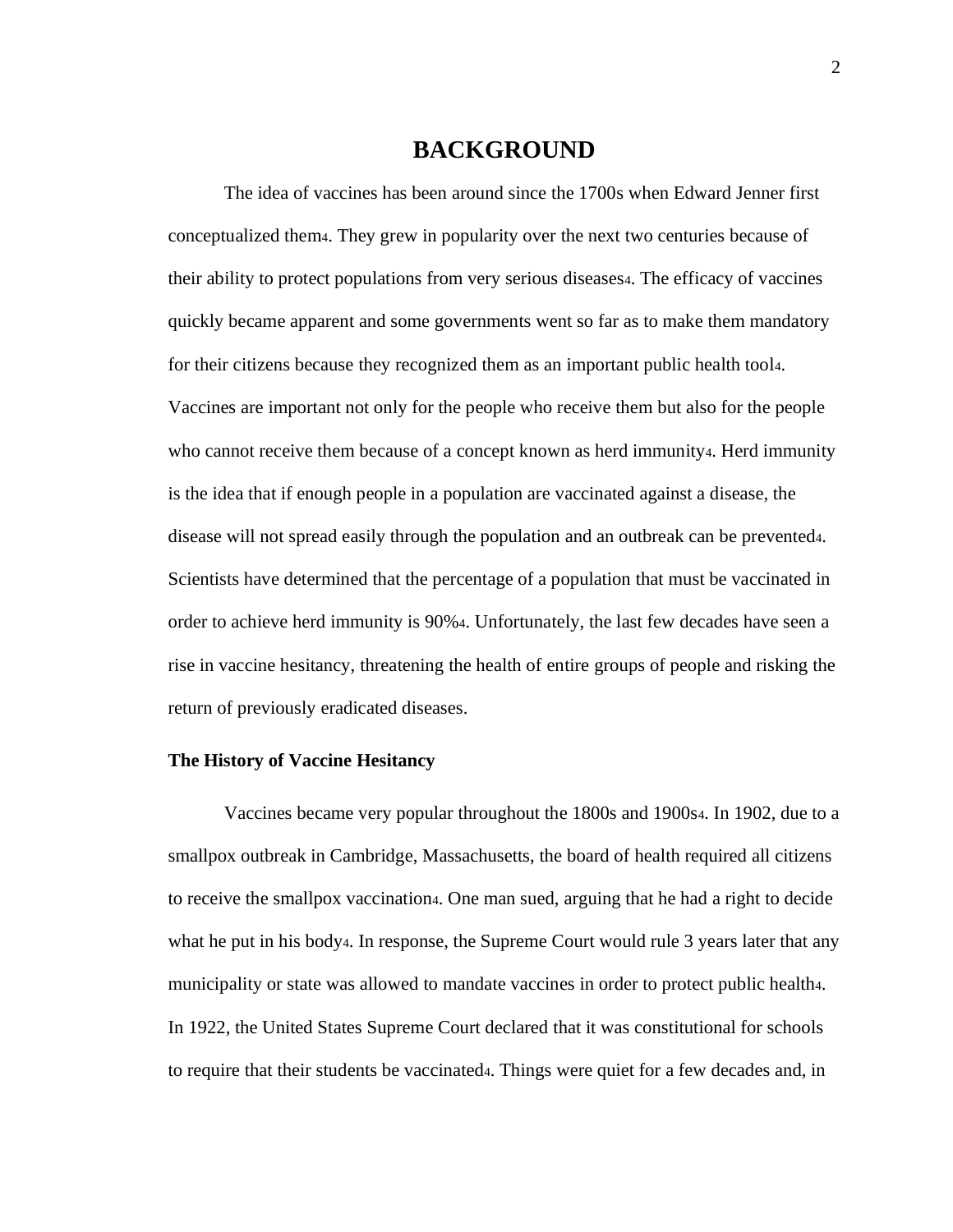# BACKGROUND

The idea of vaccines has been around since the 1700s when Edward Jenner first conceptualized them[4]. They grew in popularity over the next two centuries because of their ability to protect populations from very serious diseases[4]. The efficacy of vaccines quickly became apparent and some governments went so far as to make them mandatory for their citizens because they recognized them as an important public health tool[4]. Vaccines are important not only for the people who receive them but also for the people who cannot receive them because of a concept known as herd immunity[4]. Herd immunity is the idea that if enough people in a population are vaccinated against a disease, the disease will not spread easily through the population and an outbreak can be prevented[4]. Scientists have determined that the percentage of a population that must be vaccinated in order to achieve herd immunity is 90%[4]. Unfortunately, the last few decades have seen a rise in vaccine hesitancy, threatening the health of entire groups of people and risking the return of previously eradicated diseases.

### The History of Vaccine Hesitancy

Vaccines became very popular throughout the 1800s and 1900s[4]. In 1902, due to a smallpox outbreak in Cambridge, Massachusetts, the board of health required all citizens to receive the smallpox vaccination[4]. One man sued, arguing that he had a right to decide what he put in his body[4]. In response, the Supreme Court would rule 3 years later that any municipality or state was allowed to mandate vaccines in order to protect public health[4]. In 1922, the United States Supreme Court declared that it was constitutional for schools to require that their students be vaccinated[4]. Things were quiet for a few decades and, in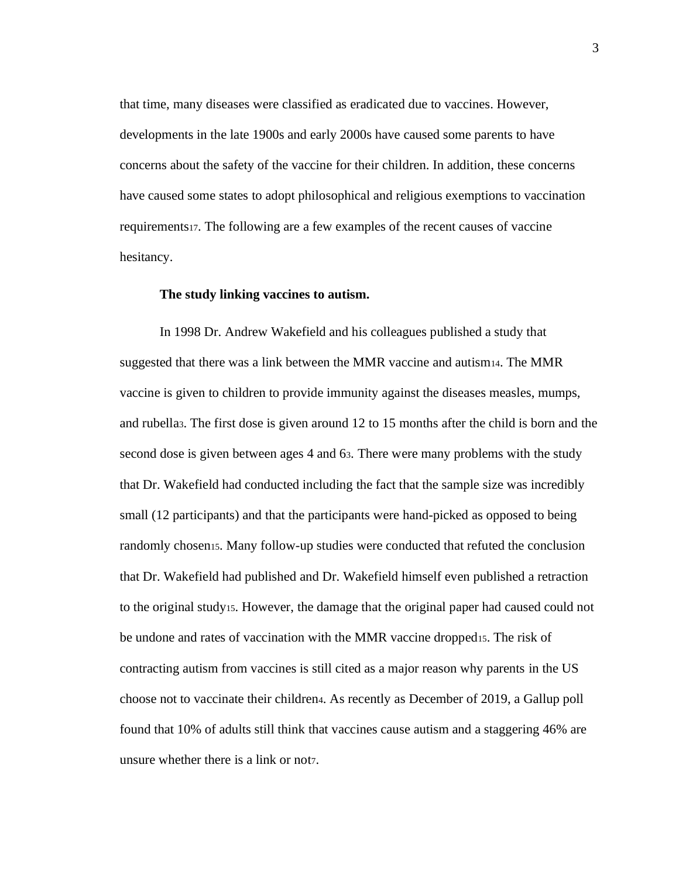that time, many diseases were classified as eradicated due to vaccines. However, developments in the late 1900s and early 2000s have caused some parents to have concerns about the safety of the vaccine for their children. In addition, these concerns have caused some states to adopt philosophical and religious exemptions to vaccination requirements[17]. The following are a few examples of the recent causes of vaccine hesitancy.

**The study linking vaccines to autism.**

In 1998 Dr. Andrew Wakefield and his colleagues published a study that suggested that there was a link between the MMR vaccine and autism[14]. The MMR vaccine is given to children to provide immunity against the diseases measles, mumps, and rubella[3]. The first dose is given around 12 to 15 months after the child is born and the second dose is given between ages 4 and 6[3]. There were many problems with the study that Dr. Wakefield had conducted including the fact that the sample size was incredibly small (12 participants) and that the participants were hand-picked as opposed to being randomly chosen[15]. Many follow-up studies were conducted that refuted the conclusion that Dr. Wakefield had published and Dr. Wakefield himself even published a retraction to the original study[15]. However, the damage that the original paper had caused could not be undone and rates of vaccination with the MMR vaccine dropped[15]. The risk of contracting autism from vaccines is still cited as a major reason why parents in the US choose not to vaccinate their children[4]. As recently as December of 2019, a Gallup poll found that 10% of adults still think that vaccines cause autism and a staggering 46% are unsure whether there is a link or not[7].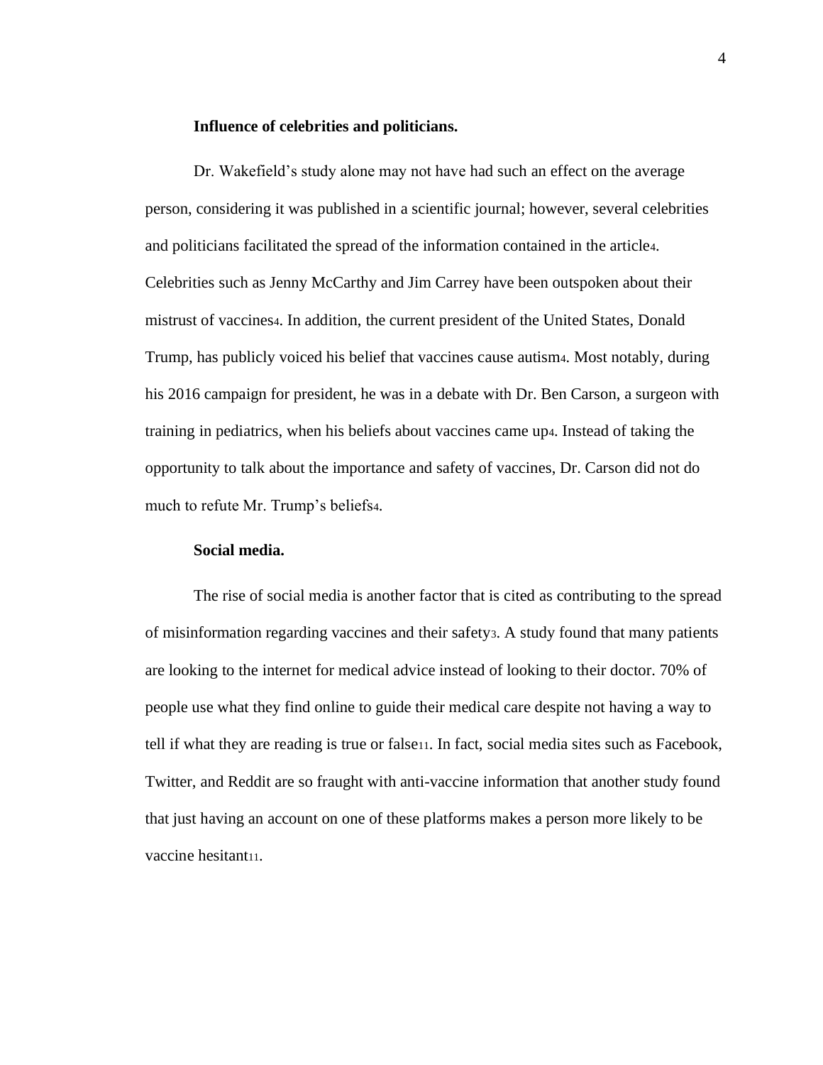### Influence of celebrities and politicians.

Dr. Wakefield's study alone may not have had such an effect on the average person, considering it was published in a scientific journal; however, several celebrities and politicians facilitated the spread of the information contained in the article[4]. Celebrities such as Jenny McCarthy and Jim Carrey have been outspoken about their mistrust of vaccines[4]. In addition, the current president of the United States, Donald Trump, has publicly voiced his belief that vaccines cause autism[4]. Most notably, during his 2016 campaign for president, he was in a debate with Dr. Ben Carson, a surgeon with training in pediatrics, when his beliefs about vaccines came up[4]. Instead of taking the opportunity to talk about the importance and safety of vaccines, Dr. Carson did not do much to refute Mr. Trump's beliefs[4].

### Social media.

The rise of social media is another factor that is cited as contributing to the spread of misinformation regarding vaccines and their safety[3]. A study found that many patients are looking to the internet for medical advice instead of looking to their doctor. 70% of people use what they find online to guide their medical care despite not having a way to tell if what they are reading is true or false[11]. In fact, social media sites such as Facebook, Twitter, and Reddit are so fraught with anti-vaccine information that another study found that just having an account on one of these platforms makes a person more likely to be vaccine hesitant[11].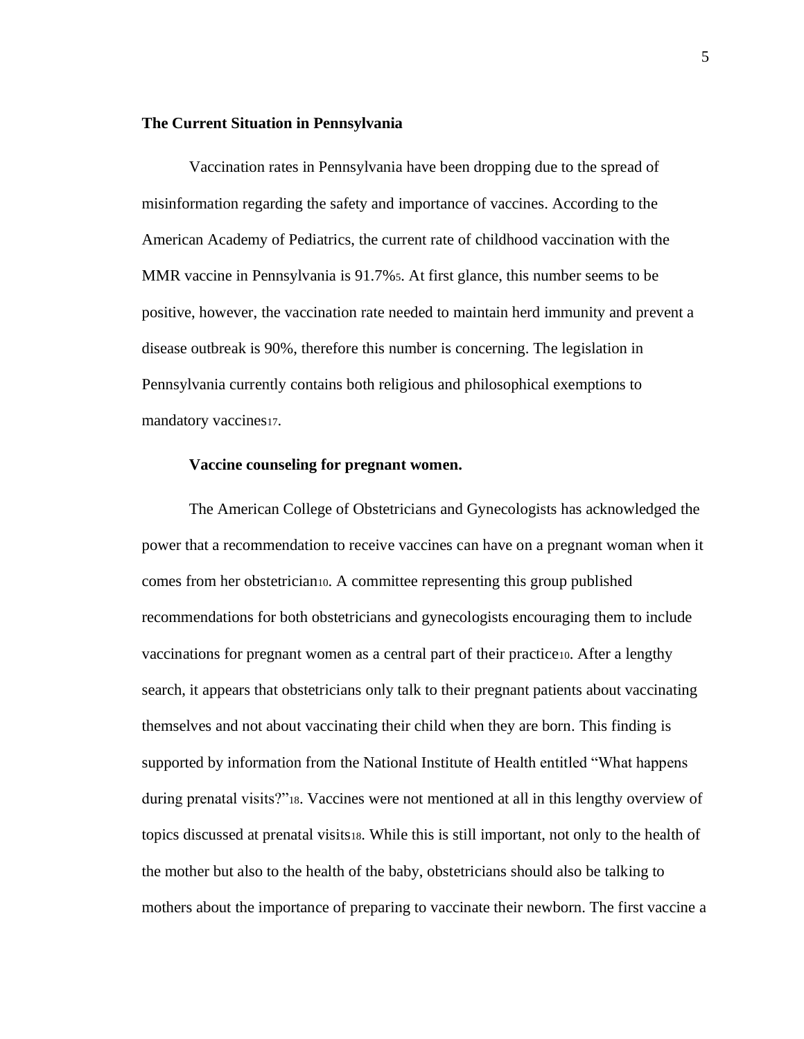## The Current Situation in Pennsylvania

Vaccination rates in Pennsylvania have been dropping due to the spread of misinformation regarding the safety and importance of vaccines. According to the American Academy of Pediatrics, the current rate of childhood vaccination with the MMR vaccine in Pennsylvania is 91.7%[5]. At first glance, this number seems to be positive, however, the vaccination rate needed to maintain herd immunity and prevent a disease outbreak is 90%, therefore this number is concerning. The legislation in Pennsylvania currently contains both religious and philosophical exemptions to mandatory vaccines[17].

### Vaccine counseling for pregnant women.

The American College of Obstetricians and Gynecologists has acknowledged the power that a recommendation to receive vaccines can have on a pregnant woman when it comes from her obstetrician[10]. A committee representing this group published recommendations for both obstetricians and gynecologists encouraging them to include vaccinations for pregnant women as a central part of their practice[10]. After a lengthy search, it appears that obstetricians only talk to their pregnant patients about vaccinating themselves and not about vaccinating their child when they are born. This finding is supported by information from the National Institute of Health entitled "What happens during prenatal visits?"[18]. Vaccines were not mentioned at all in this lengthy overview of topics discussed at prenatal visits[18]. While this is still important, not only to the health of the mother but also to the health of the baby, obstetricians should also be talking to mothers about the importance of preparing to vaccinate their newborn. The first vaccine a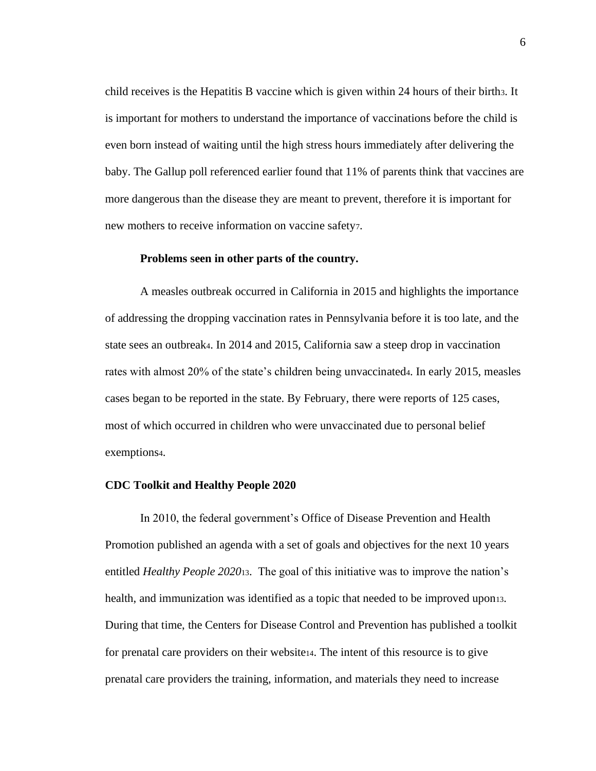child receives is the Hepatitis B vaccine which is given within 24 hours of their birth[3]. It is important for mothers to understand the importance of vaccinations before the child is even born instead of waiting until the high stress hours immediately after delivering the baby. The Gallup poll referenced earlier found that 11% of parents think that vaccines are more dangerous than the disease they are meant to prevent, therefore it is important for new mothers to receive information on vaccine safety[7].

#### Problems seen in other parts of the country.

A measles outbreak occurred in California in 2015 and highlights the importance of addressing the dropping vaccination rates in Pennsylvania before it is too late, and the state sees an outbreak[4]. In 2014 and 2015, California saw a steep drop in vaccination rates with almost 20% of the state's children being unvaccinated[4]. In early 2015, measles cases began to be reported in the state. By February, there were reports of 125 cases, most of which occurred in children who were unvaccinated due to personal belief exemptions[4].

### CDC Toolkit and Healthy People 2020

In 2010, the federal government's Office of Disease Prevention and Health Promotion published an agenda with a set of goals and objectives for the next 10 years entitled *Healthy People 2020*[13]. The goal of this initiative was to improve the nation's health, and immunization was identified as a topic that needed to be improved upon[13]. During that time, the Centers for Disease Control and Prevention has published a toolkit for prenatal care providers on their website[14]. The intent of this resource is to give prenatal care providers the training, information, and materials they need to increase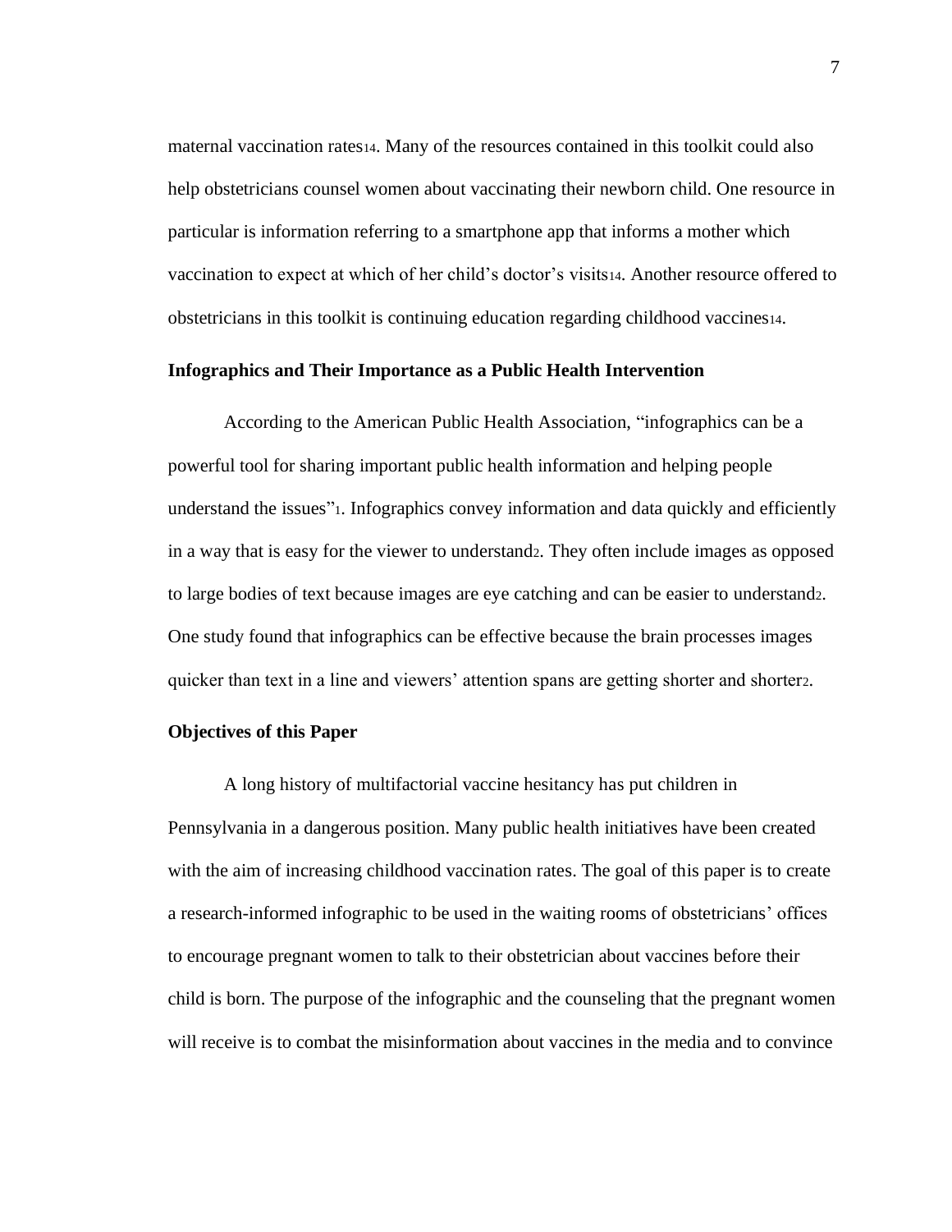maternal vaccination rates[14]. Many of the resources contained in this toolkit could also help obstetricians counsel women about vaccinating their newborn child. One resource in particular is information referring to a smartphone app that informs a mother which vaccination to expect at which of her child's doctor's visits[14]. Another resource offered to obstetricians in this toolkit is continuing education regarding childhood vaccines[14].

**Infographics and Their Importance as a Public Health Intervention**

According to the American Public Health Association, "infographics can be a powerful tool for sharing important public health information and helping people understand the issues"[1]. Infographics convey information and data quickly and efficiently in a way that is easy for the viewer to understand[2]. They often include images as opposed to large bodies of text because images are eye catching and can be easier to understand[2]. One study found that infographics can be effective because the brain processes images quicker than text in a line and viewers' attention spans are getting shorter and shorter[2].

**Objectives of this Paper**

A long history of multifactorial vaccine hesitancy has put children in Pennsylvania in a dangerous position. Many public health initiatives have been created with the aim of increasing childhood vaccination rates. The goal of this paper is to create a research-informed infographic to be used in the waiting rooms of obstetricians' offices to encourage pregnant women to talk to their obstetrician about vaccines before their child is born. The purpose of the infographic and the counseling that the pregnant women will receive is to combat the misinformation about vaccines in the media and to convince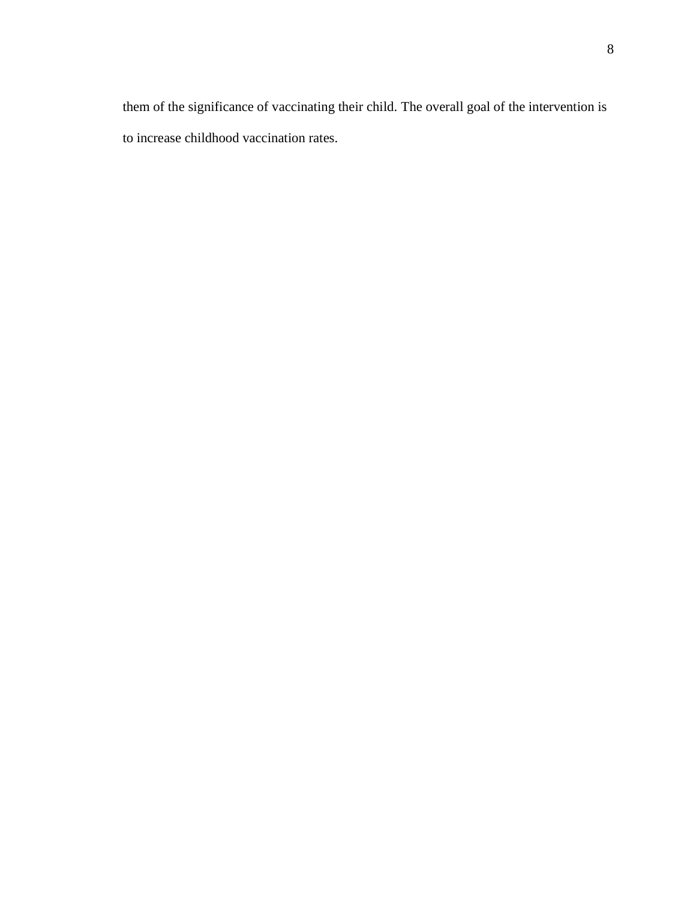them of the significance of vaccinating their child. The overall goal of the intervention is to increase childhood vaccination rates.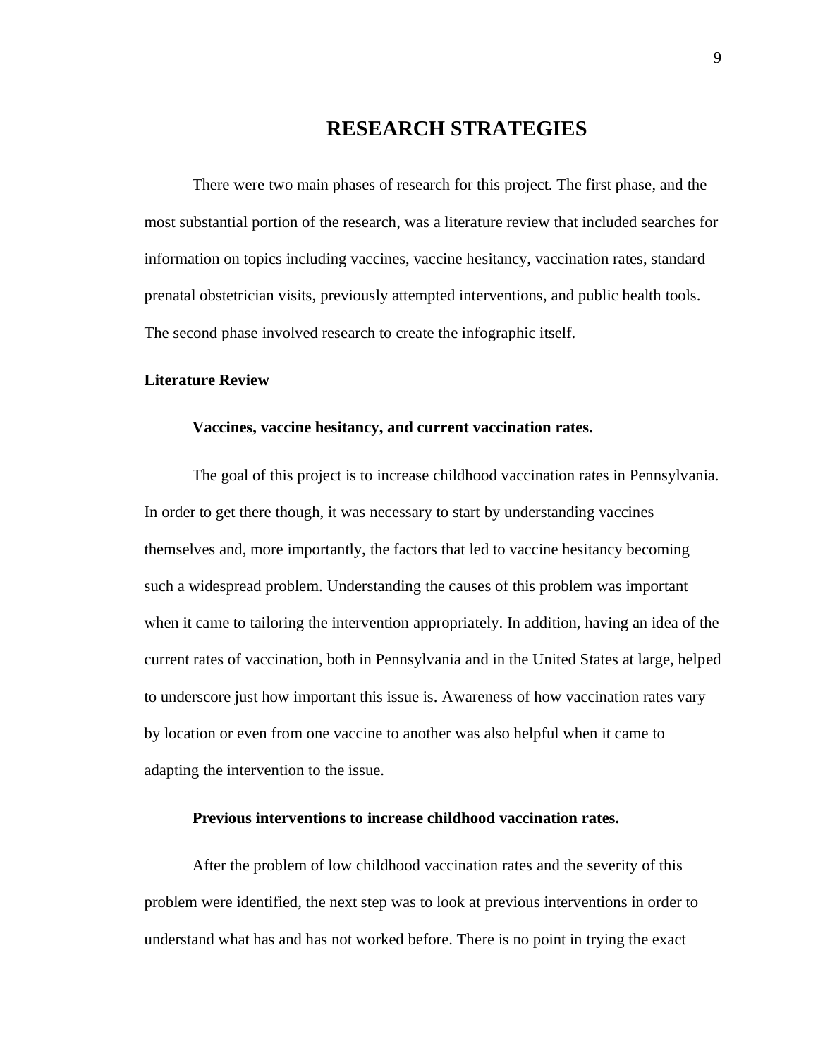# RESEARCH STRATEGIES

There were two main phases of research for this project. The first phase, and the most substantial portion of the research, was a literature review that included searches for information on topics including vaccines, vaccine hesitancy, vaccination rates, standard prenatal obstetrician visits, previously attempted interventions, and public health tools. The second phase involved research to create the infographic itself.

## Literature Review

### Vaccines, vaccine hesitancy, and current vaccination rates.

The goal of this project is to increase childhood vaccination rates in Pennsylvania. In order to get there though, it was necessary to start by understanding vaccines themselves and, more importantly, the factors that led to vaccine hesitancy becoming such a widespread problem. Understanding the causes of this problem was important when it came to tailoring the intervention appropriately. In addition, having an idea of the current rates of vaccination, both in Pennsylvania and in the United States at large, helped to underscore just how important this issue is. Awareness of how vaccination rates vary by location or even from one vaccine to another was also helpful when it came to adapting the intervention to the issue.

### Previous interventions to increase childhood vaccination rates.

After the problem of low childhood vaccination rates and the severity of this problem were identified, the next step was to look at previous interventions in order to understand what has and has not worked before. There is no point in trying the exact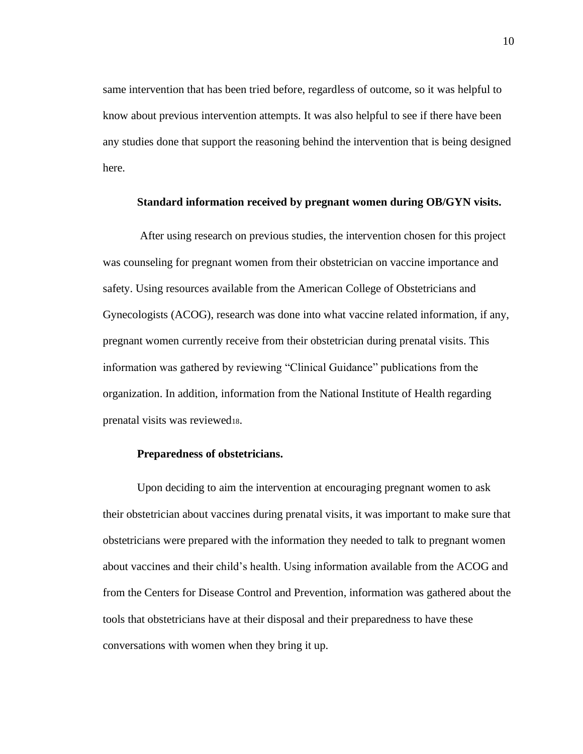same intervention that has been tried before, regardless of outcome, so it was helpful to know about previous intervention attempts. It was also helpful to see if there have been any studies done that support the reasoning behind the intervention that is being designed here.

#### Standard information received by pregnant women during OB/GYN visits.

After using research on previous studies, the intervention chosen for this project was counseling for pregnant women from their obstetrician on vaccine importance and safety. Using resources available from the American College of Obstetricians and Gynecologists (ACOG), research was done into what vaccine related information, if any, pregnant women currently receive from their obstetrician during prenatal visits. This information was gathered by reviewing "Clinical Guidance" publications from the organization. In addition, information from the National Institute of Health regarding prenatal visits was reviewed[18].

#### Preparedness of obstetricians.

Upon deciding to aim the intervention at encouraging pregnant women to ask their obstetrician about vaccines during prenatal visits, it was important to make sure that obstetricians were prepared with the information they needed to talk to pregnant women about vaccines and their child's health. Using information available from the ACOG and from the Centers for Disease Control and Prevention, information was gathered about the tools that obstetricians have at their disposal and their preparedness to have these conversations with women when they bring it up.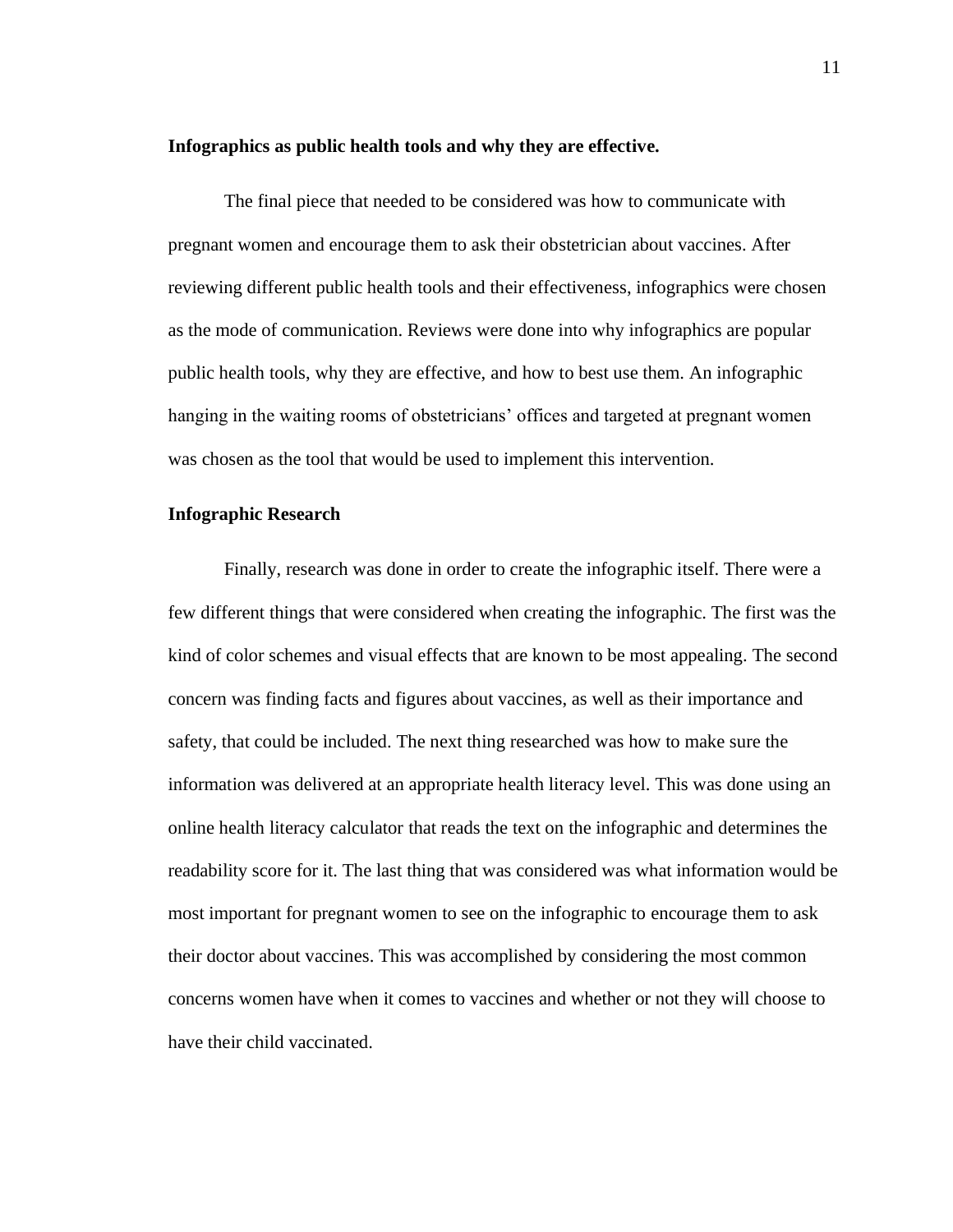### **Infographics as public health tools and why they are effective.**

The final piece that needed to be considered was how to communicate with pregnant women and encourage them to ask their obstetrician about vaccines. After reviewing different public health tools and their effectiveness, infographics were chosen as the mode of communication. Reviews were done into why infographics are popular public health tools, why they are effective, and how to best use them. An infographic hanging in the waiting rooms of obstetricians' offices and targeted at pregnant women was chosen as the tool that would be used to implement this intervention.

### **Infographic Research**

Finally, research was done in order to create the infographic itself. There were a few different things that were considered when creating the infographic. The first was the kind of color schemes and visual effects that are known to be most appealing. The second concern was finding facts and figures about vaccines, as well as their importance and safety, that could be included. The next thing researched was how to make sure the information was delivered at an appropriate health literacy level. This was done using an online health literacy calculator that reads the text on the infographic and determines the readability score for it. The last thing that was considered was what information would be most important for pregnant women to see on the infographic to encourage them to ask their doctor about vaccines. This was accomplished by considering the most common concerns women have when it comes to vaccines and whether or not they will choose to have their child vaccinated.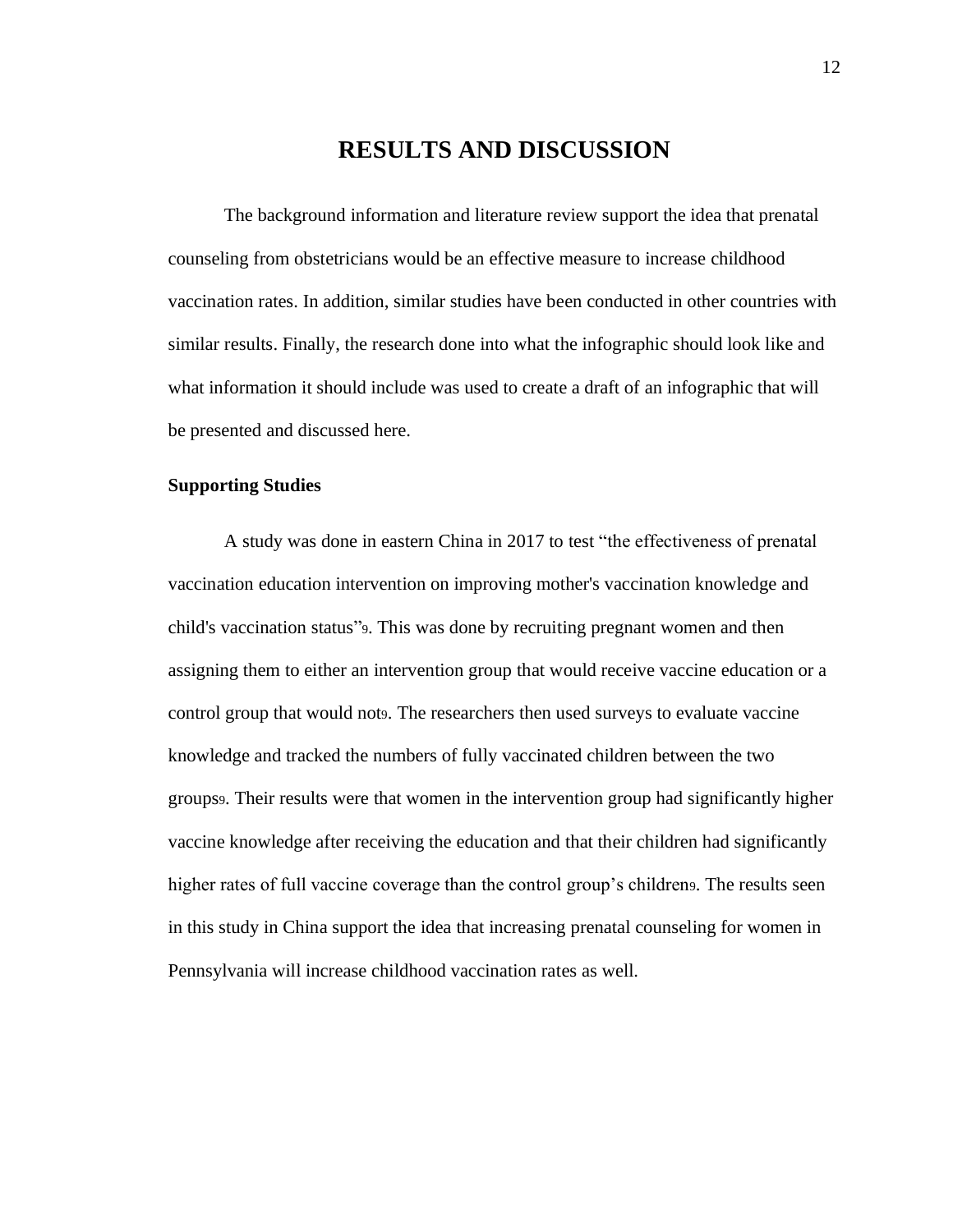# RESULTS AND DISCUSSION

The background information and literature review support the idea that prenatal counseling from obstetricians would be an effective measure to increase childhood vaccination rates. In addition, similar studies have been conducted in other countries with similar results. Finally, the research done into what the infographic should look like and what information it should include was used to create a draft of an infographic that will be presented and discussed here.

## Supporting Studies

A study was done in eastern China in 2017 to test "the effectiveness of prenatal vaccination education intervention on improving mother's vaccination knowledge and child's vaccination status"[9]. This was done by recruiting pregnant women and then assigning them to either an intervention group that would receive vaccine education or a control group that would not[9]. The researchers then used surveys to evaluate vaccine knowledge and tracked the numbers of fully vaccinated children between the two groups[9]. Their results were that women in the intervention group had significantly higher vaccine knowledge after receiving the education and that their children had significantly higher rates of full vaccine coverage than the control group's children[9]. The results seen in this study in China support the idea that increasing prenatal counseling for women in Pennsylvania will increase childhood vaccination rates as well.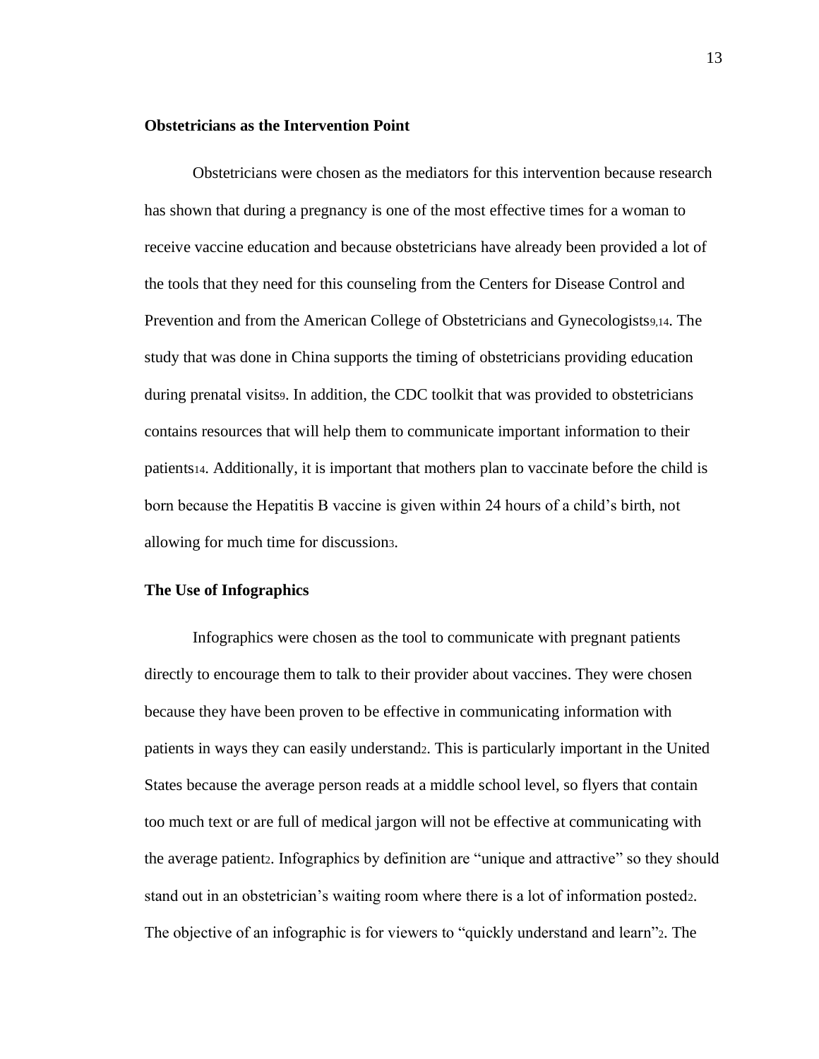**Obstetricians as the Intervention Point**

Obstetricians were chosen as the mediators for this intervention because research has shown that during a pregnancy is one of the most effective times for a woman to receive vaccine education and because obstetricians have already been provided a lot of the tools that they need for this counseling from the Centers for Disease Control and Prevention and from the American College of Obstetricians and Gynecologists[9,14]. The study that was done in China supports the timing of obstetricians providing education during prenatal visits[9]. In addition, the CDC toolkit that was provided to obstetricians contains resources that will help them to communicate important information to their patients[14]. Additionally, it is important that mothers plan to vaccinate before the child is born because the Hepatitis B vaccine is given within 24 hours of a child's birth, not allowing for much time for discussion[3].

**The Use of Infographics**

Infographics were chosen as the tool to communicate with pregnant patients directly to encourage them to talk to their provider about vaccines. They were chosen because they have been proven to be effective in communicating information with patients in ways they can easily understand[2]. This is particularly important in the United States because the average person reads at a middle school level, so flyers that contain too much text or are full of medical jargon will not be effective at communicating with the average patient[2]. Infographics by definition are "unique and attractive" so they should stand out in an obstetrician's waiting room where there is a lot of information posted[2]. The objective of an infographic is for viewers to "quickly understand and learn"[2]. The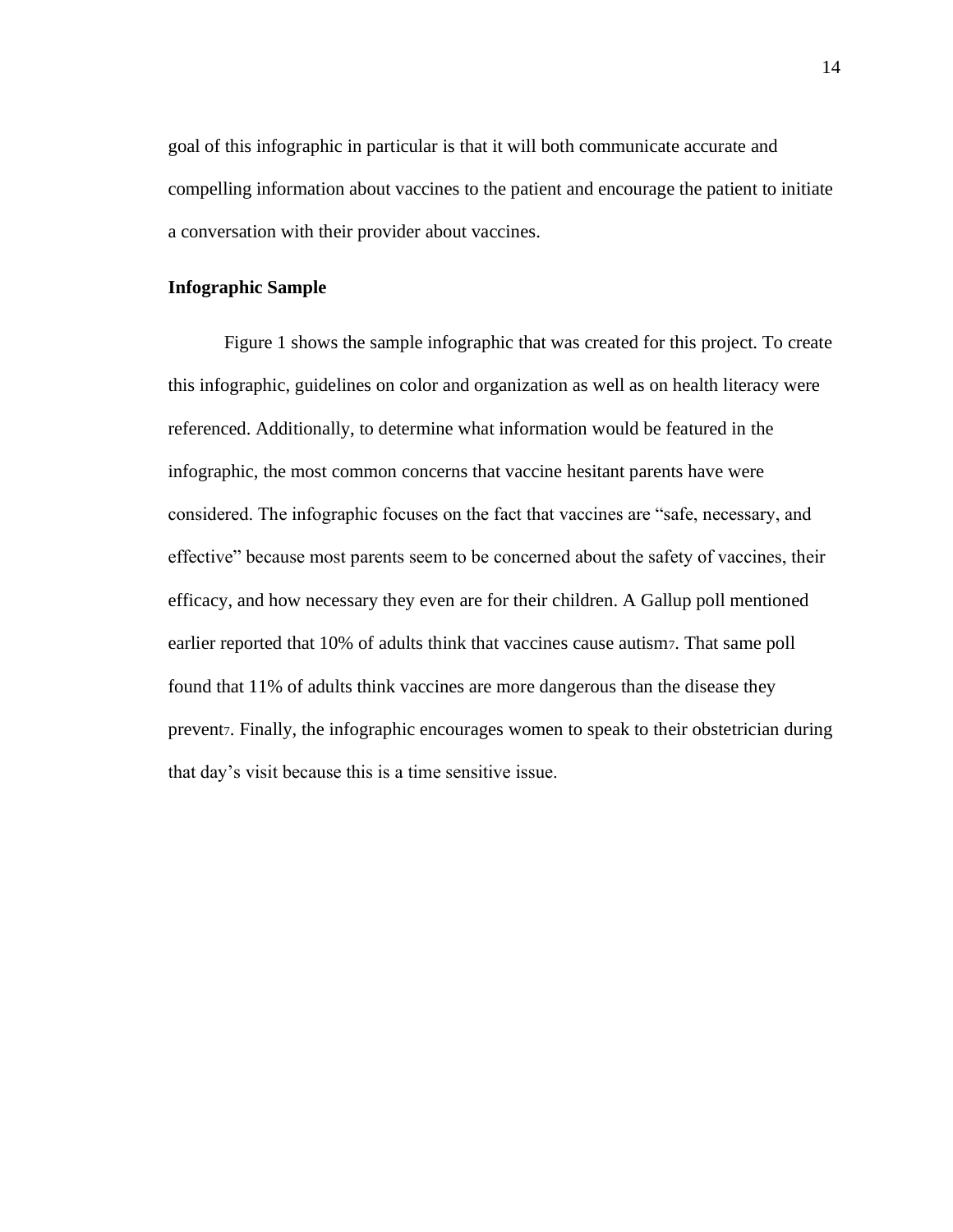goal of this infographic in particular is that it will both communicate accurate and compelling information about vaccines to the patient and encourage the patient to initiate a conversation with their provider about vaccines.

**Infographic Sample**

Figure 1 shows the sample infographic that was created for this project. To create this infographic, guidelines on color and organization as well as on health literacy were referenced. Additionally, to determine what information would be featured in the infographic, the most common concerns that vaccine hesitant parents have were considered. The infographic focuses on the fact that vaccines are "safe, necessary, and effective" because most parents seem to be concerned about the safety of vaccines, their efficacy, and how necessary they even are for their children. A Gallup poll mentioned earlier reported that 10% of adults think that vaccines cause autism[7]. That same poll found that 11% of adults think vaccines are more dangerous than the disease they prevent[7]. Finally, the infographic encourages women to speak to their obstetrician during that day's visit because this is a time sensitive issue.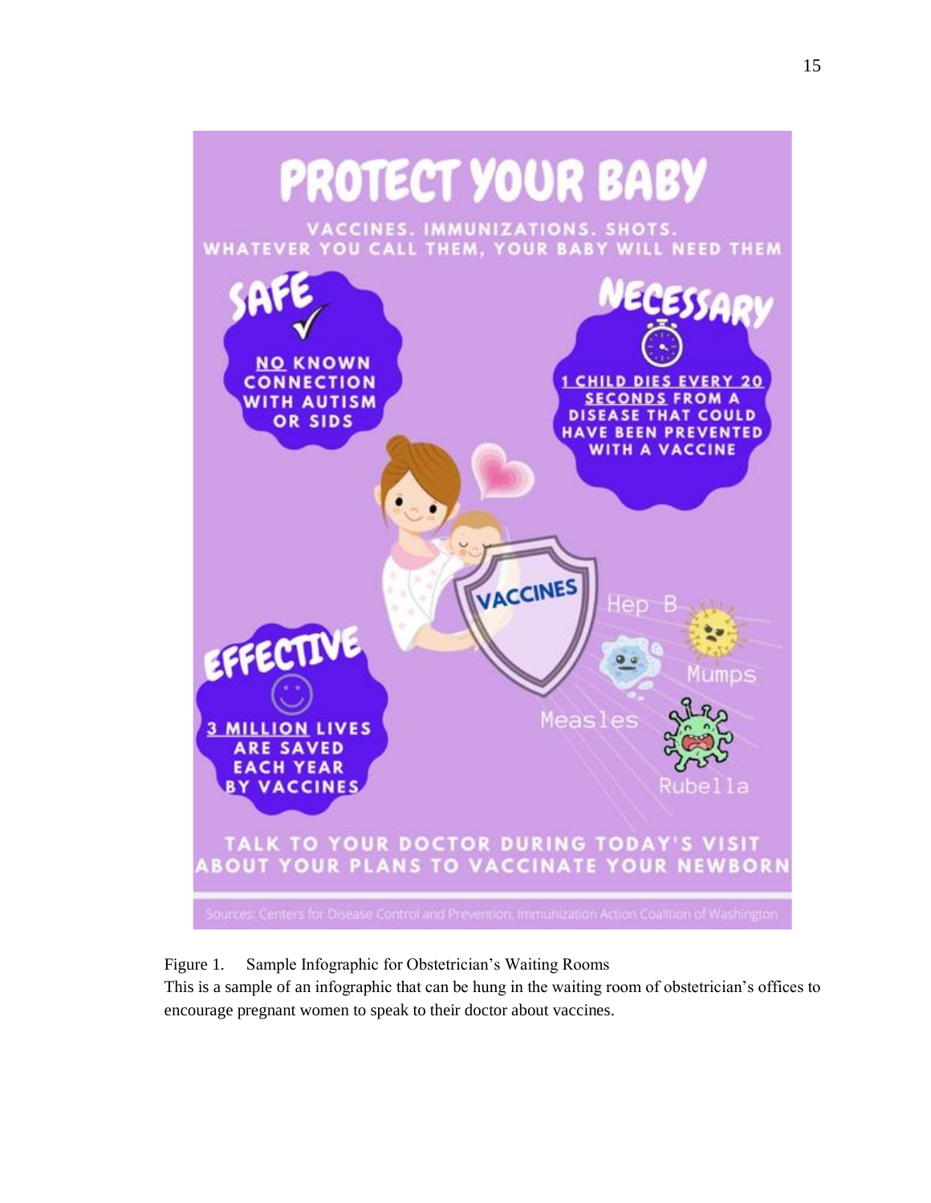# PROTECT YOUR BABY

VACCINES. IMMUNIZATIONS. SHOTS.
WHATEVER YOU CALL THEM, YOUR BABY WILL NEED THEM

**SAFE**

NO KNOWN CONNECTION WITH AUTISM OR SIDS

**NECESSARY**

1 CHILD DIES EVERY 20 SECONDS FROM A DISEASE THAT COULD HAVE BEEN PREVENTED WITH A VACCINE

VACCINES

Hep B

Mumps

Measles

Rubella

**EFFECTIVE**

3 MILLION LIVES ARE SAVED EACH YEAR BY VACCINES

TALK TO YOUR DOCTOR DURING TODAY'S VISIT ABOUT YOUR PLANS TO VACCINATE YOUR NEWBORN

Sources: Centers for Disease Control and Prevention, Immunization Action Coalition of Washington

Figure 1. Sample Infographic for Obstetrician's Waiting Rooms
This is a sample of an infographic that can be hung in the waiting room of obstetrician's offices to encourage pregnant women to speak to their doctor about vaccines.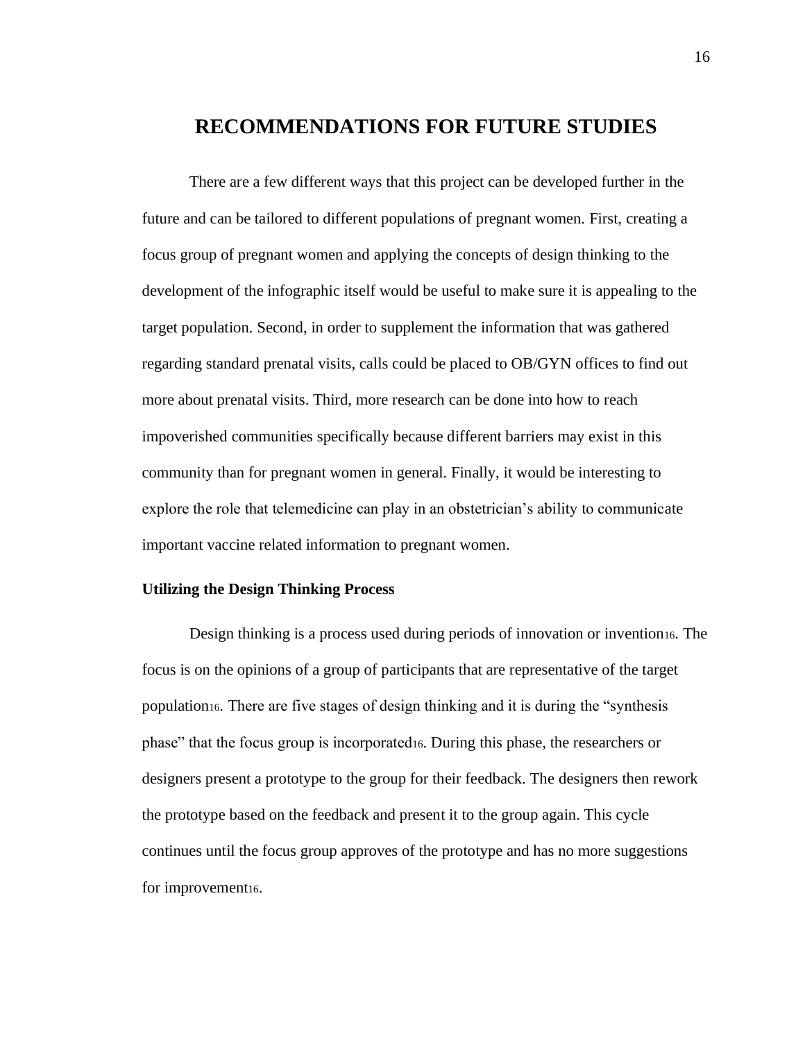# RECOMMENDATIONS FOR FUTURE STUDIES

There are a few different ways that this project can be developed further in the future and can be tailored to different populations of pregnant women. First, creating a focus group of pregnant women and applying the concepts of design thinking to the development of the infographic itself would be useful to make sure it is appealing to the target population. Second, in order to supplement the information that was gathered regarding standard prenatal visits, calls could be placed to OB/GYN offices to find out more about prenatal visits. Third, more research can be done into how to reach impoverished communities specifically because different barriers may exist in this community than for pregnant women in general. Finally, it would be interesting to explore the role that telemedicine can play in an obstetrician's ability to communicate important vaccine related information to pregnant women.

### Utilizing the Design Thinking Process

Design thinking is a process used during periods of innovation or invention[16]. The focus is on the opinions of a group of participants that are representative of the target population[16]. There are five stages of design thinking and it is during the "synthesis phase" that the focus group is incorporated[16]. During this phase, the researchers or designers present a prototype to the group for their feedback. The designers then rework the prototype based on the feedback and present it to the group again. This cycle continues until the focus group approves of the prototype and has no more suggestions for improvement[16].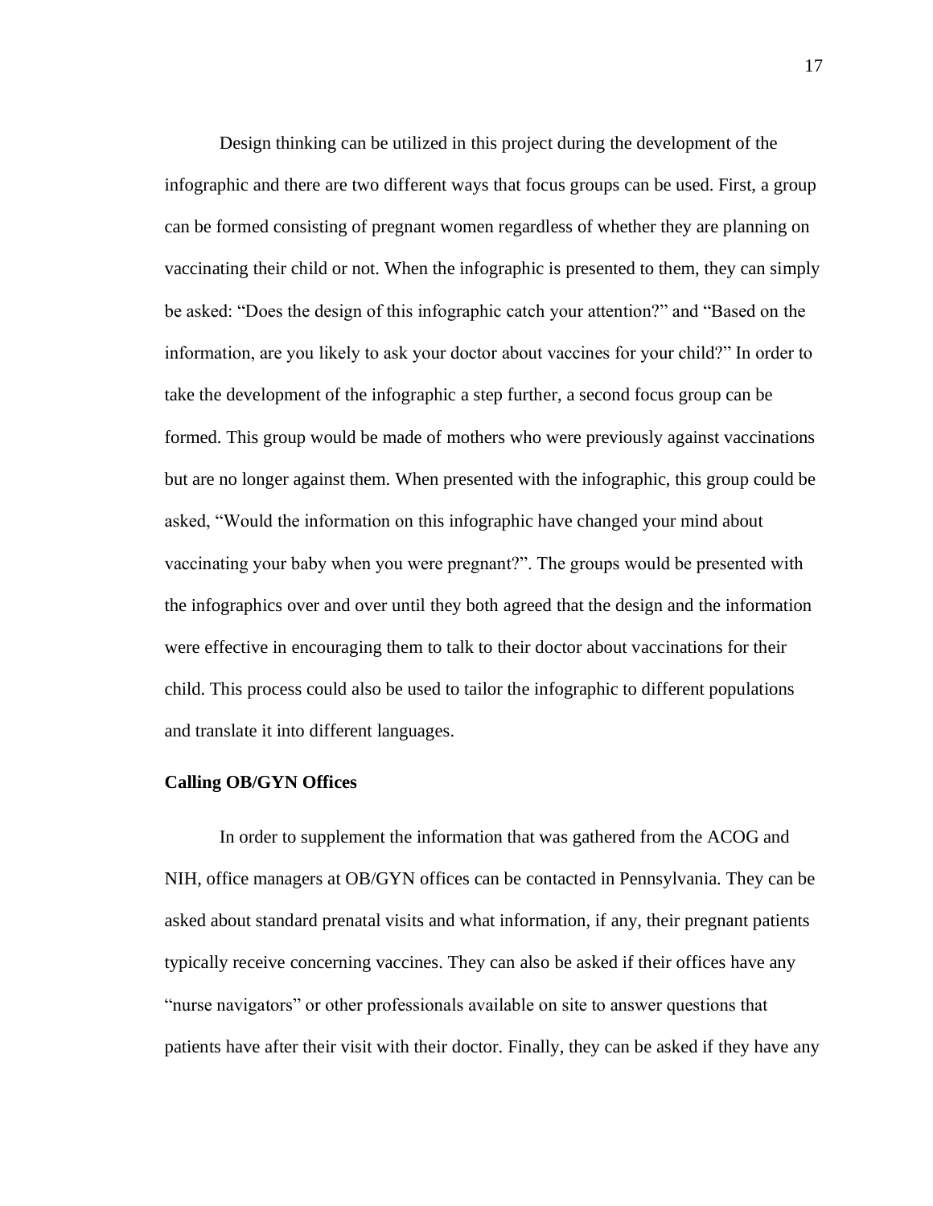Design thinking can be utilized in this project during the development of the infographic and there are two different ways that focus groups can be used. First, a group can be formed consisting of pregnant women regardless of whether they are planning on vaccinating their child or not. When the infographic is presented to them, they can simply be asked: "Does the design of this infographic catch your attention?" and "Based on the information, are you likely to ask your doctor about vaccines for your child?" In order to take the development of the infographic a step further, a second focus group can be formed. This group would be made of mothers who were previously against vaccinations but are no longer against them. When presented with the infographic, this group could be asked, "Would the information on this infographic have changed your mind about vaccinating your baby when you were pregnant?". The groups would be presented with the infographics over and over until they both agreed that the design and the information were effective in encouraging them to talk to their doctor about vaccinations for their child. This process could also be used to tailor the infographic to different populations and translate it into different languages.

**Calling OB/GYN Offices**

In order to supplement the information that was gathered from the ACOG and NIH, office managers at OB/GYN offices can be contacted in Pennsylvania. They can be asked about standard prenatal visits and what information, if any, their pregnant patients typically receive concerning vaccines. They can also be asked if their offices have any "nurse navigators" or other professionals available on site to answer questions that patients have after their visit with their doctor. Finally, they can be asked if they have any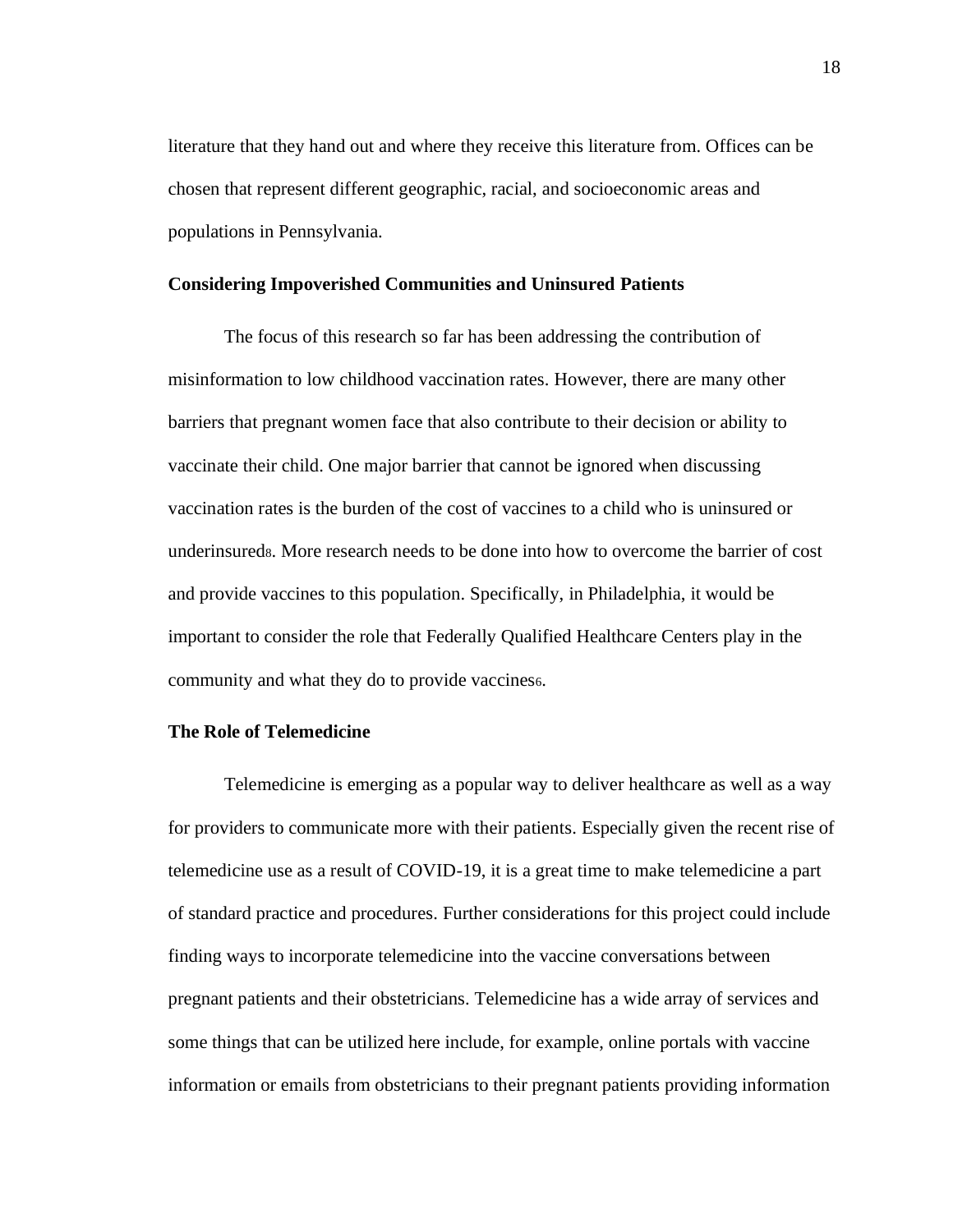literature that they hand out and where they receive this literature from. Offices can be chosen that represent different geographic, racial, and socioeconomic areas and populations in Pennsylvania.

### Considering Impoverished Communities and Uninsured Patients

The focus of this research so far has been addressing the contribution of misinformation to low childhood vaccination rates. However, there are many other barriers that pregnant women face that also contribute to their decision or ability to vaccinate their child. One major barrier that cannot be ignored when discussing vaccination rates is the burden of the cost of vaccines to a child who is uninsured or underinsured[8]. More research needs to be done into how to overcome the barrier of cost and provide vaccines to this population. Specifically, in Philadelphia, it would be important to consider the role that Federally Qualified Healthcare Centers play in the community and what they do to provide vaccines[6].

### The Role of Telemedicine

Telemedicine is emerging as a popular way to deliver healthcare as well as a way for providers to communicate more with their patients. Especially given the recent rise of telemedicine use as a result of COVID-19, it is a great time to make telemedicine a part of standard practice and procedures. Further considerations for this project could include finding ways to incorporate telemedicine into the vaccine conversations between pregnant patients and their obstetricians. Telemedicine has a wide array of services and some things that can be utilized here include, for example, online portals with vaccine information or emails from obstetricians to their pregnant patients providing information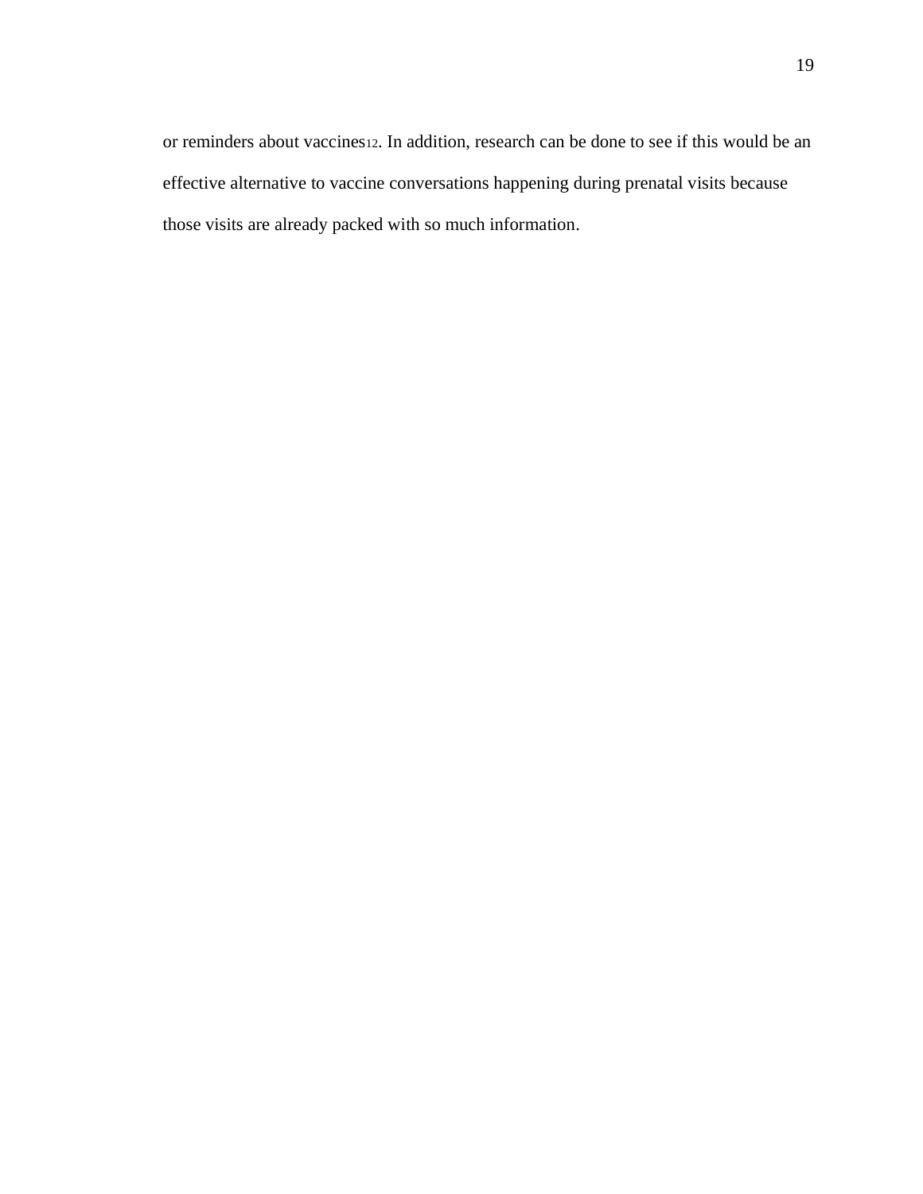or reminders about vaccines[12]. In addition, research can be done to see if this would be an effective alternative to vaccine conversations happening during prenatal visits because those visits are already packed with so much information.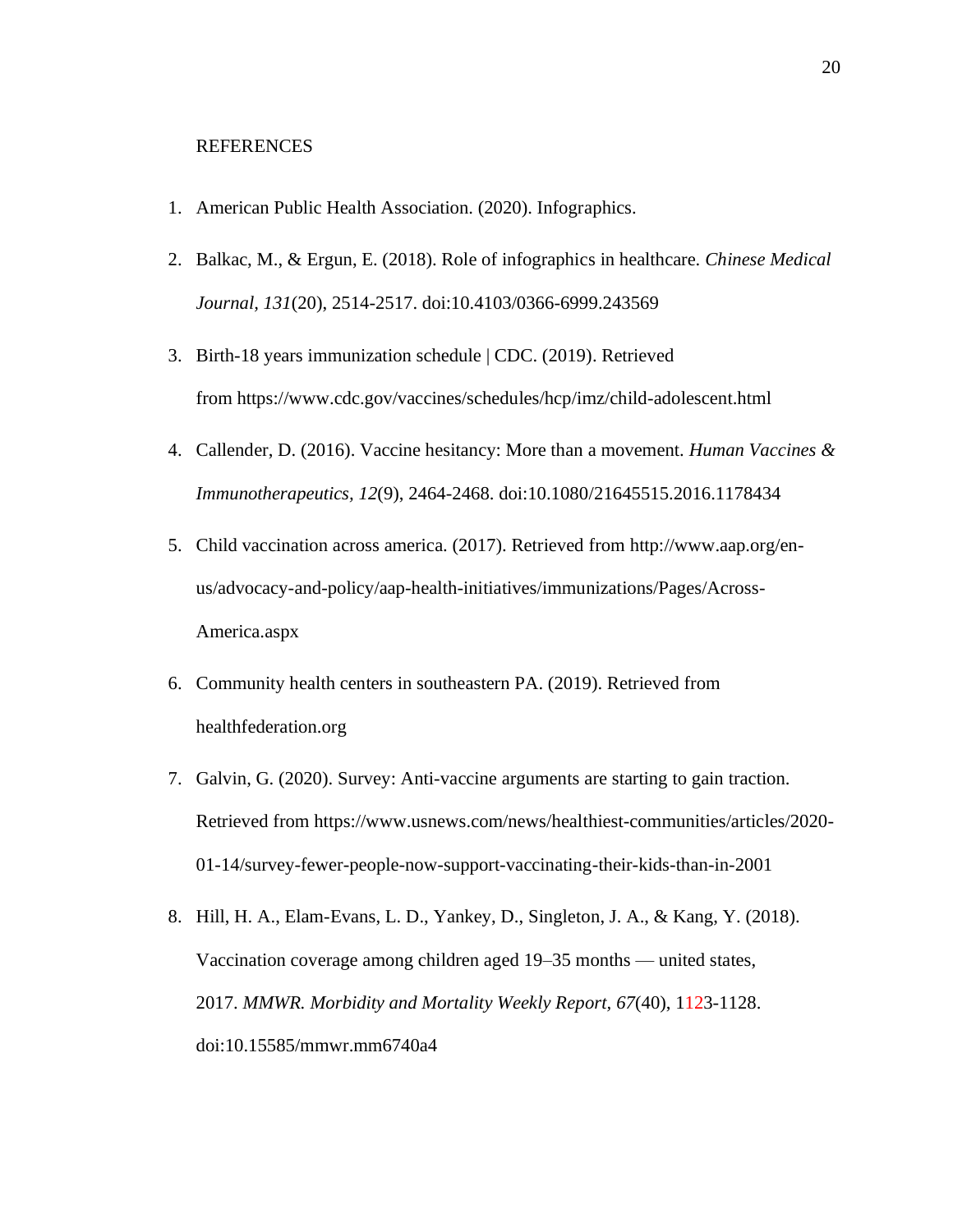REFERENCES

1. American Public Health Association. (2020). Infographics.
2. Balkac, M., & Ergun, E. (2018). Role of infographics in healthcare. *Chinese Medical Journal, 131*(20), 2514-2517. doi:10.4103/0366-6999.243569
3. Birth-18 years immunization schedule | CDC. (2019). Retrieved from https://www.cdc.gov/vaccines/schedules/hcp/imz/child-adolescent.html
4. Callender, D. (2016). Vaccine hesitancy: More than a movement. *Human Vaccines & Immunotherapeutics, 12*(9), 2464-2468. doi:10.1080/21645515.2016.1178434
5. Child vaccination across america. (2017). Retrieved from http://www.aap.org/en-us/advocacy-and-policy/aap-health-initiatives/immunizations/Pages/Across-America.aspx
6. Community health centers in southeastern PA. (2019). Retrieved from healthfederation.org
7. Galvin, G. (2020). Survey: Anti-vaccine arguments are starting to gain traction. Retrieved from https://www.usnews.com/news/healthiest-communities/articles/2020-01-14/survey-fewer-people-now-support-vaccinating-their-kids-than-in-2001
8. Hill, H. A., Elam-Evans, L. D., Yankey, D., Singleton, J. A., & Kang, Y. (2018). Vaccination coverage among children aged 19–35 months — united states, 2017. *MMWR. Morbidity and Mortality Weekly Report, 67*(40), 1123-1128. doi:10.15585/mmwr.mm6740a4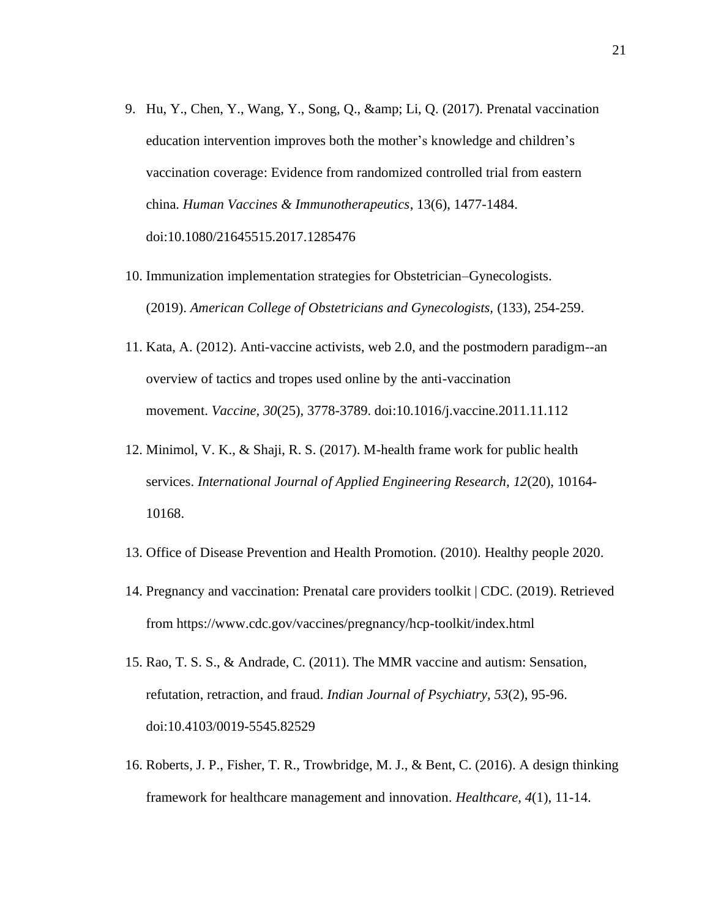9. Hu, Y., Chen, Y., Wang, Y., Song, Q., &amp; Li, Q. (2017). Prenatal vaccination education intervention improves both the mother's knowledge and children's vaccination coverage: Evidence from randomized controlled trial from eastern china. *Human Vaccines & Immunotherapeutics*, 13(6), 1477-1484. doi:10.1080/21645515.2017.1285476
10. Immunization implementation strategies for Obstetrician–Gynecologists. (2019). *American College of Obstetricians and Gynecologists*, (133), 254-259.
11. Kata, A. (2012). Anti-vaccine activists, web 2.0, and the postmodern paradigm--an overview of tactics and tropes used online by the anti-vaccination movement. *Vaccine, 30*(25), 3778-3789. doi:10.1016/j.vaccine.2011.11.112
12. Minimol, V. K., & Shaji, R. S. (2017). M-health frame work for public health services. *International Journal of Applied Engineering Research, 12*(20), 10164-10168.
13. Office of Disease Prevention and Health Promotion. (2010). Healthy people 2020.
14. Pregnancy and vaccination: Prenatal care providers toolkit | CDC. (2019). Retrieved from https://www.cdc.gov/vaccines/pregnancy/hcp-toolkit/index.html
15. Rao, T. S. S., & Andrade, C. (2011). The MMR vaccine and autism: Sensation, refutation, retraction, and fraud. *Indian Journal of Psychiatry, 53*(2), 95-96. doi:10.4103/0019-5545.82529
16. Roberts, J. P., Fisher, T. R., Trowbridge, M. J., & Bent, C. (2016). A design thinking framework for healthcare management and innovation. *Healthcare, 4*(1), 11-14.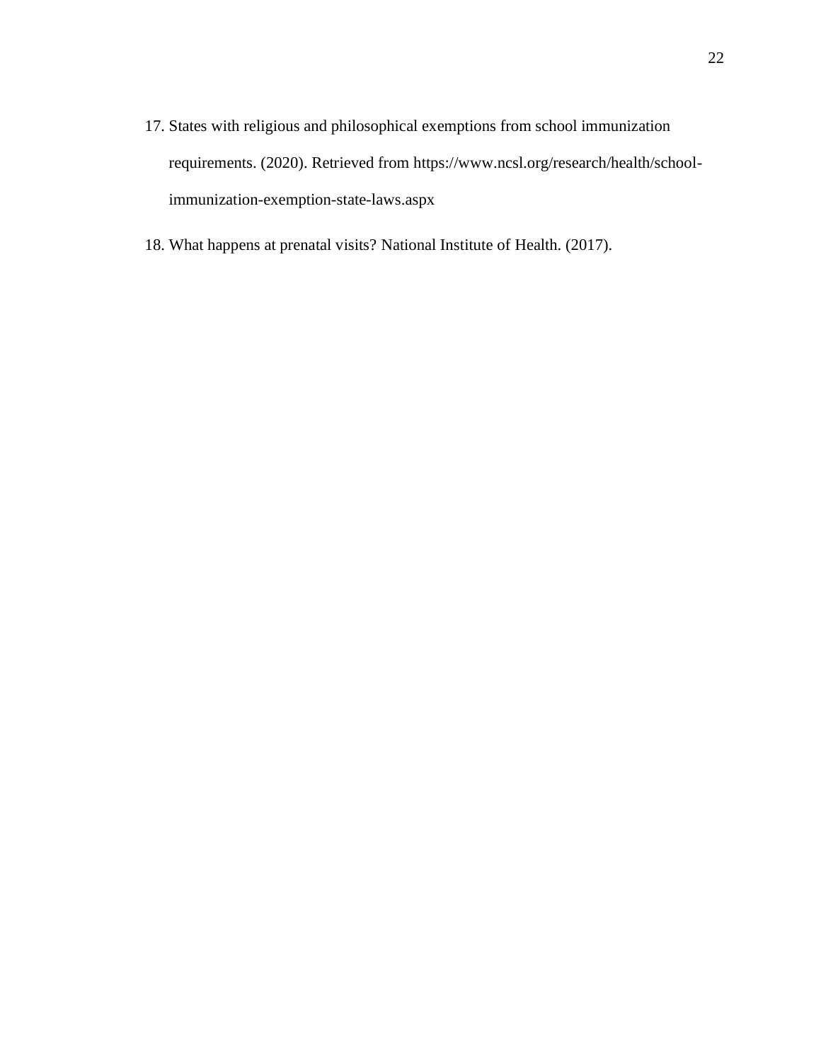17. States with religious and philosophical exemptions from school immunization requirements. (2020). Retrieved from https://www.ncsl.org/research/health/school-immunization-exemption-state-laws.aspx

18. What happens at prenatal visits? National Institute of Health. (2017).